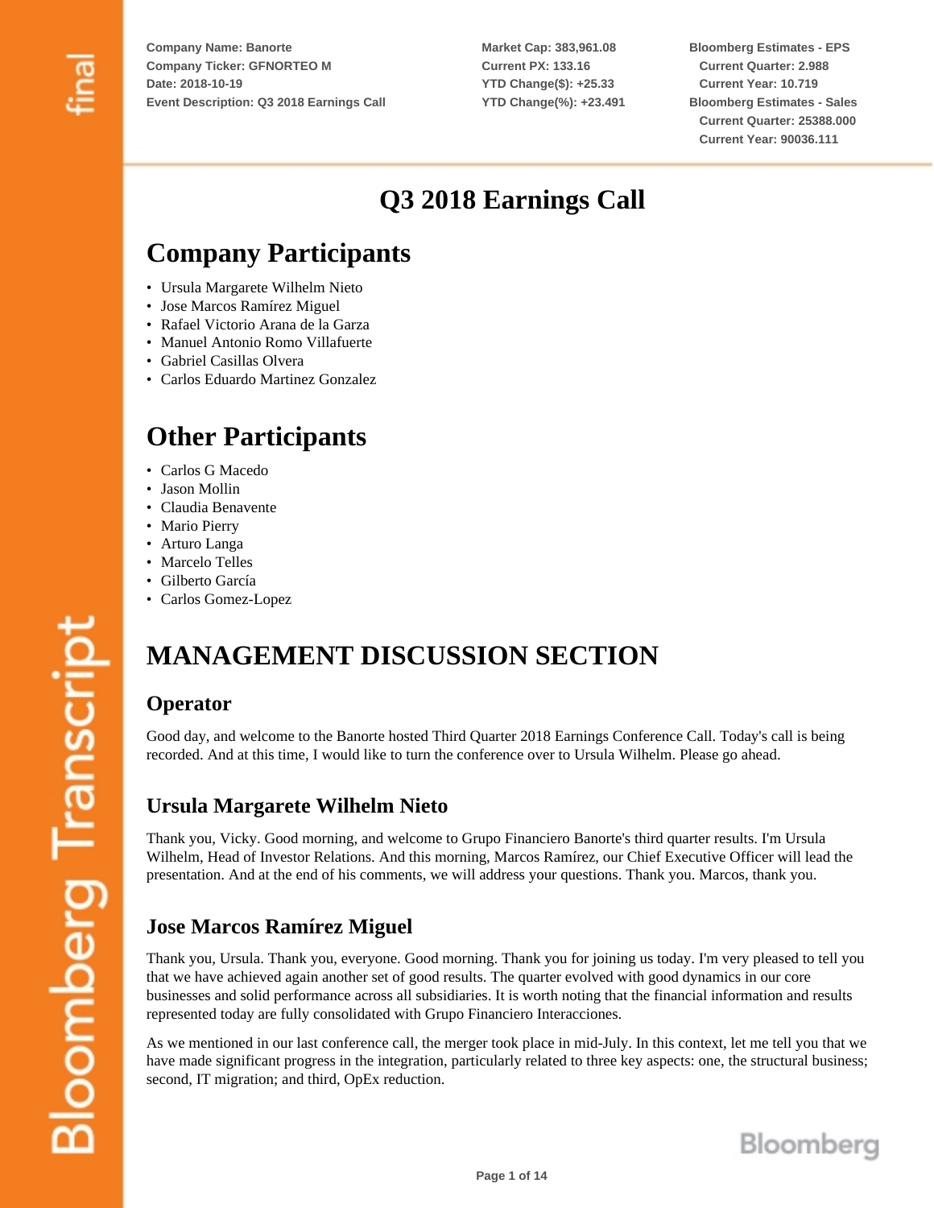Company Name: Banorte
Company Ticker: GFNORTEO M
Date: 2018-10-19
Event Description: Q3 2018 Earnings Call

Market Cap: 383,961.08
Current PX: 133.16
YTD Change($): +25.33
YTD Change(%): +23.491

Bloomberg Estimates - EPS
Current Quarter: 2.988
Current Year: 10.719
Bloomberg Estimates - Sales
Current Quarter: 25388.000
Current Year: 90036.111

# Q3 2018 Earnings Call

## Company Participants

- Ursula Margarete Wilhelm Nieto
- Jose Marcos Ramírez Miguel
- Rafael Victorio Arana de la Garza
- Manuel Antonio Romo Villafuerte
- Gabriel Casillas Olvera
- Carlos Eduardo Martinez Gonzalez

## Other Participants

- Carlos G Macedo
- Jason Mollin
- Claudia Benavente
- Mario Pierry
- Arturo Langa
- Marcelo Telles
- Gilberto García
- Carlos Gomez-Lopez

## MANAGEMENT DISCUSSION SECTION

### Operator

Good day, and welcome to the Banorte hosted Third Quarter 2018 Earnings Conference Call. Today's call is being recorded. And at this time, I would like to turn the conference over to Ursula Wilhelm. Please go ahead.

### Ursula Margarete Wilhelm Nieto

Thank you, Vicky. Good morning, and welcome to Grupo Financiero Banorte's third quarter results. I'm Ursula Wilhelm, Head of Investor Relations. And this morning, Marcos Ramírez, our Chief Executive Officer will lead the presentation. And at the end of his comments, we will address your questions. Thank you. Marcos, thank you.

### Jose Marcos Ramírez Miguel

Thank you, Ursula. Thank you, everyone. Good morning. Thank you for joining us today. I'm very pleased to tell you that we have achieved again another set of good results. The quarter evolved with good dynamics in our core businesses and solid performance across all subsidiaries. It is worth noting that the financial information and results represented today are fully consolidated with Grupo Financiero Interacciones.

As we mentioned in our last conference call, the merger took place in mid-July. In this context, let me tell you that we have made significant progress in the integration, particularly related to three key aspects: one, the structural business; second, IT migration; and third, OpEx reduction.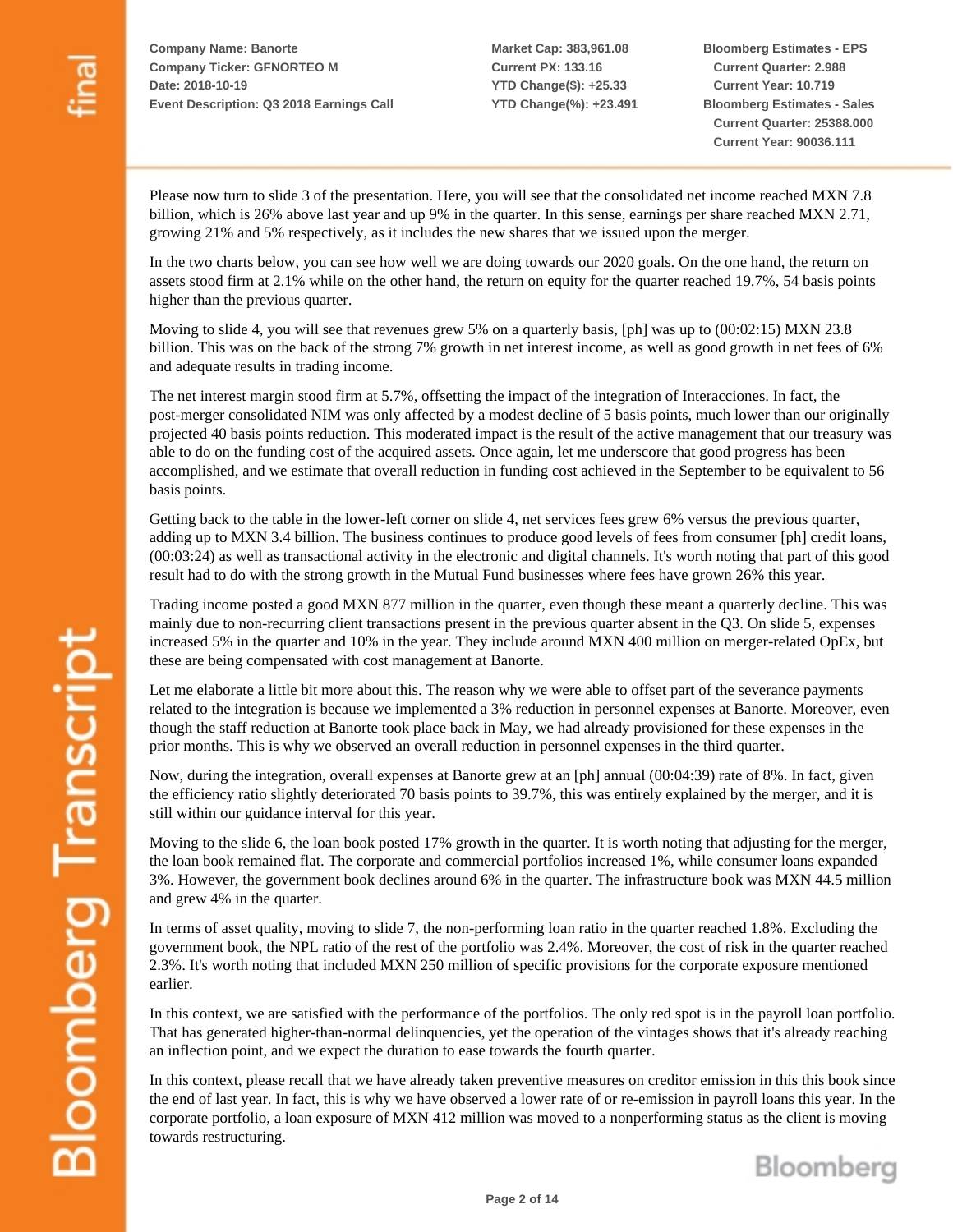Please now turn to slide 3 of the presentation. Here, you will see that the consolidated net income reached MXN 7.8 billion, which is 26% above last year and up 9% in the quarter. In this sense, earnings per share reached MXN 2.71, growing 21% and 5% respectively, as it includes the new shares that we issued upon the merger.

In the two charts below, you can see how well we are doing towards our 2020 goals. On the one hand, the return on assets stood firm at 2.1% while on the other hand, the return on equity for the quarter reached 19.7%, 54 basis points higher than the previous quarter.

Moving to slide 4, you will see that revenues grew 5% on a quarterly basis, [ph] was up to (00:02:15) MXN 23.8 billion. This was on the back of the strong 7% growth in net interest income, as well as good growth in net fees of 6% and adequate results in trading income.

The net interest margin stood firm at 5.7%, offsetting the impact of the integration of Interacciones. In fact, the post-merger consolidated NIM was only affected by a modest decline of 5 basis points, much lower than our originally projected 40 basis points reduction. This moderated impact is the result of the active management that our treasury was able to do on the funding cost of the acquired assets. Once again, let me underscore that good progress has been accomplished, and we estimate that overall reduction in funding cost achieved in the September to be equivalent to 56 basis points.

Getting back to the table in the lower-left corner on slide 4, net services fees grew 6% versus the previous quarter, adding up to MXN 3.4 billion. The business continues to produce good levels of fees from consumer [ph] credit loans, (00:03:24) as well as transactional activity in the electronic and digital channels. It's worth noting that part of this good result had to do with the strong growth in the Mutual Fund businesses where fees have grown 26% this year.

Trading income posted a good MXN 877 million in the quarter, even though these meant a quarterly decline. This was mainly due to non-recurring client transactions present in the previous quarter absent in the Q3. On slide 5, expenses increased 5% in the quarter and 10% in the year. They include around MXN 400 million on merger-related OpEx, but these are being compensated with cost management at Banorte.

Let me elaborate a little bit more about this. The reason why we were able to offset part of the severance payments related to the integration is because we implemented a 3% reduction in personnel expenses at Banorte. Moreover, even though the staff reduction at Banorte took place back in May, we had already provisioned for these expenses in the prior months. This is why we observed an overall reduction in personnel expenses in the third quarter.

Now, during the integration, overall expenses at Banorte grew at an [ph] annual (00:04:39) rate of 8%. In fact, given the efficiency ratio slightly deteriorated 70 basis points to 39.7%, this was entirely explained by the merger, and it is still within our guidance interval for this year.

Moving to the slide 6, the loan book posted 17% growth in the quarter. It is worth noting that adjusting for the merger, the loan book remained flat. The corporate and commercial portfolios increased 1%, while consumer loans expanded 3%. However, the government book declines around 6% in the quarter. The infrastructure book was MXN 44.5 million and grew 4% in the quarter.

In terms of asset quality, moving to slide 7, the non-performing loan ratio in the quarter reached 1.8%. Excluding the government book, the NPL ratio of the rest of the portfolio was 2.4%. Moreover, the cost of risk in the quarter reached 2.3%. It's worth noting that included MXN 250 million of specific provisions for the corporate exposure mentioned earlier.

In this context, we are satisfied with the performance of the portfolios. The only red spot is in the payroll loan portfolio. That has generated higher-than-normal delinquencies, yet the operation of the vintages shows that it's already reaching an inflection point, and we expect the duration to ease towards the fourth quarter.

In this context, please recall that we have already taken preventive measures on creditor emission in this this book since the end of last year. In fact, this is why we have observed a lower rate of or re-emission in payroll loans this year. In the corporate portfolio, a loan exposure of MXN 412 million was moved to a nonperforming status as the client is moving towards restructuring.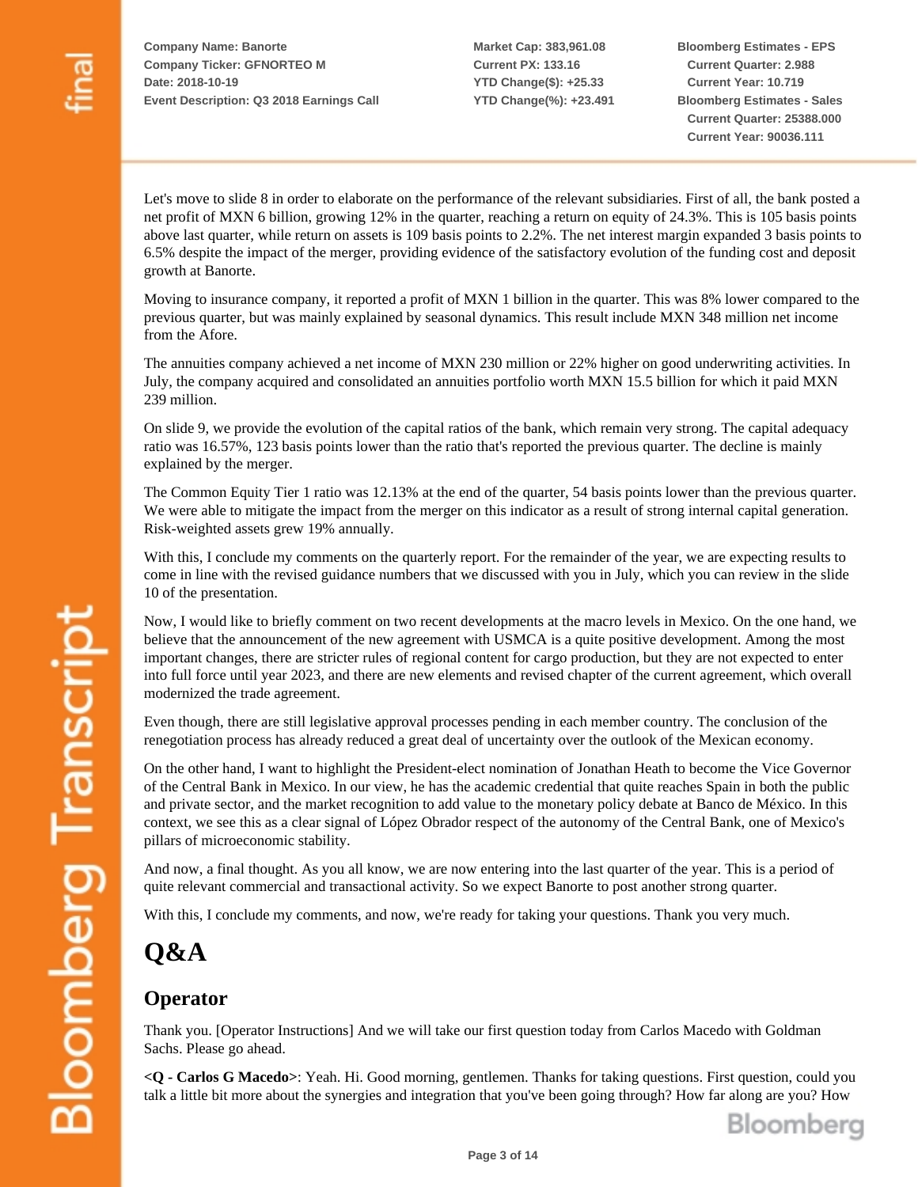Let's move to slide 8 in order to elaborate on the performance of the relevant subsidiaries. First of all, the bank posted a net profit of MXN 6 billion, growing 12% in the quarter, reaching a return on equity of 24.3%. This is 105 basis points above last quarter, while return on assets is 109 basis points to 2.2%. The net interest margin expanded 3 basis points to 6.5% despite the impact of the merger, providing evidence of the satisfactory evolution of the funding cost and deposit growth at Banorte.

Moving to insurance company, it reported a profit of MXN 1 billion in the quarter. This was 8% lower compared to the previous quarter, but was mainly explained by seasonal dynamics. This result include MXN 348 million net income from the Afore.

The annuities company achieved a net income of MXN 230 million or 22% higher on good underwriting activities. In July, the company acquired and consolidated an annuities portfolio worth MXN 15.5 billion for which it paid MXN 239 million.

On slide 9, we provide the evolution of the capital ratios of the bank, which remain very strong. The capital adequacy ratio was 16.57%, 123 basis points lower than the ratio that's reported the previous quarter. The decline is mainly explained by the merger.

The Common Equity Tier 1 ratio was 12.13% at the end of the quarter, 54 basis points lower than the previous quarter. We were able to mitigate the impact from the merger on this indicator as a result of strong internal capital generation. Risk-weighted assets grew 19% annually.

With this, I conclude my comments on the quarterly report. For the remainder of the year, we are expecting results to come in line with the revised guidance numbers that we discussed with you in July, which you can review in the slide 10 of the presentation.

Now, I would like to briefly comment on two recent developments at the macro levels in Mexico. On the one hand, we believe that the announcement of the new agreement with USMCA is a quite positive development. Among the most important changes, there are stricter rules of regional content for cargo production, but they are not expected to enter into full force until year 2023, and there are new elements and revised chapter of the current agreement, which overall modernized the trade agreement.

Even though, there are still legislative approval processes pending in each member country. The conclusion of the renegotiation process has already reduced a great deal of uncertainty over the outlook of the Mexican economy.

On the other hand, I want to highlight the President-elect nomination of Jonathan Heath to become the Vice Governor of the Central Bank in Mexico. In our view, he has the academic credential that quite reaches Spain in both the public and private sector, and the market recognition to add value to the monetary policy debate at Banco de México. In this context, we see this as a clear signal of López Obrador respect of the autonomy of the Central Bank, one of Mexico's pillars of microeconomic stability.

And now, a final thought. As you all know, we are now entering into the last quarter of the year. This is a period of quite relevant commercial and transactional activity. So we expect Banorte to post another strong quarter.

With this, I conclude my comments, and now, we're ready for taking your questions. Thank you very much.

# Q&A

## Operator

Thank you. [Operator Instructions] And we will take our first question today from Carlos Macedo with Goldman Sachs. Please go ahead.

**<Q - Carlos G Macedo>**: Yeah. Hi. Good morning, gentlemen. Thanks for taking questions. First question, could you talk a little bit more about the synergies and integration that you've been going through? How far along are you? How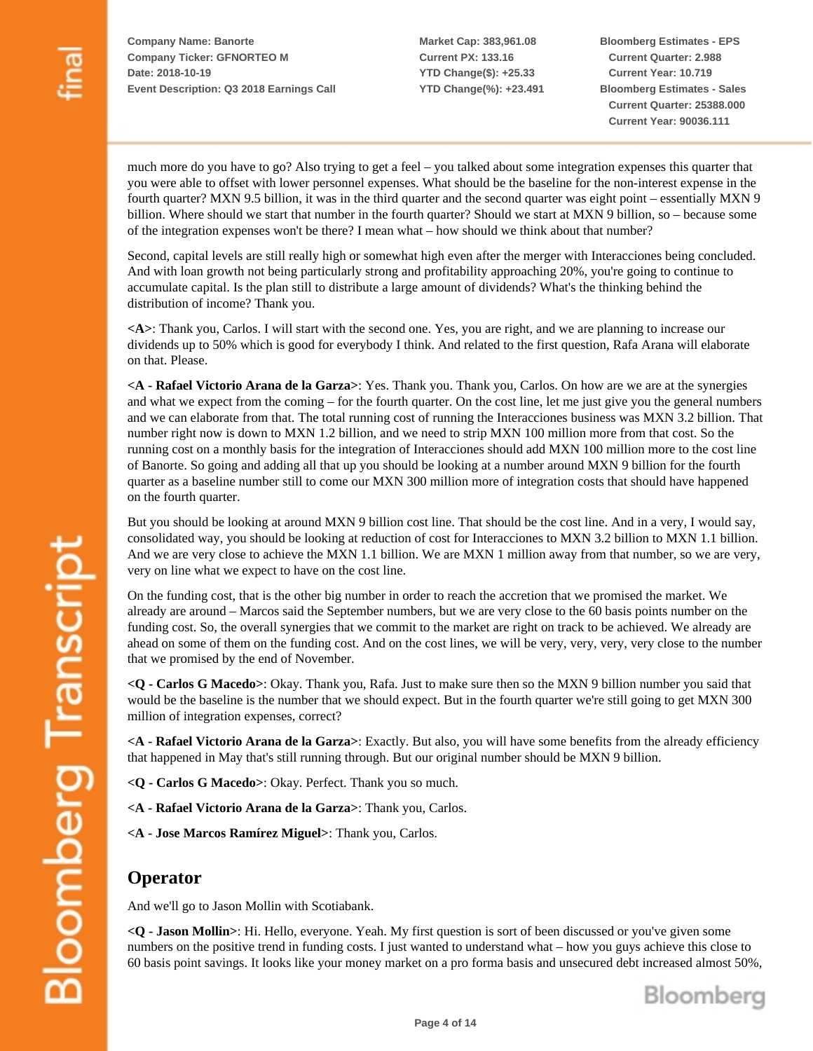much more do you have to go? Also trying to get a feel – you talked about some integration expenses this quarter that you were able to offset with lower personnel expenses. What should be the baseline for the non-interest expense in the fourth quarter? MXN 9.5 billion, it was in the third quarter and the second quarter was eight point – essentially MXN 9 billion. Where should we start that number in the fourth quarter? Should we start at MXN 9 billion, so – because some of the integration expenses won't be there? I mean what – how should we think about that number?

Second, capital levels are still really high or somewhat high even after the merger with Interacciones being concluded. And with loan growth not being particularly strong and profitability approaching 20%, you're going to continue to accumulate capital. Is the plan still to distribute a large amount of dividends? What's the thinking behind the distribution of income? Thank you.

**<A>**: Thank you, Carlos. I will start with the second one. Yes, you are right, and we are planning to increase our dividends up to 50% which is good for everybody I think. And related to the first question, Rafa Arana will elaborate on that. Please.

**<A - Rafael Victorio Arana de la Garza>**: Yes. Thank you. Thank you, Carlos. On how are we are at the synergies and what we expect from the coming – for the fourth quarter. On the cost line, let me just give you the general numbers and we can elaborate from that. The total running cost of running the Interacciones business was MXN 3.2 billion. That number right now is down to MXN 1.2 billion, and we need to strip MXN 100 million more from that cost. So the running cost on a monthly basis for the integration of Interacciones should add MXN 100 million more to the cost line of Banorte. So going and adding all that up you should be looking at a number around MXN 9 billion for the fourth quarter as a baseline number still to come our MXN 300 million more of integration costs that should have happened on the fourth quarter.

But you should be looking at around MXN 9 billion cost line. That should be the cost line. And in a very, I would say, consolidated way, you should be looking at reduction of cost for Interacciones to MXN 3.2 billion to MXN 1.1 billion. And we are very close to achieve the MXN 1.1 billion. We are MXN 1 million away from that number, so we are very, very on line what we expect to have on the cost line.

On the funding cost, that is the other big number in order to reach the accretion that we promised the market. We already are around – Marcos said the September numbers, but we are very close to the 60 basis points number on the funding cost. So, the overall synergies that we commit to the market are right on track to be achieved. We already are ahead on some of them on the funding cost. And on the cost lines, we will be very, very, very, very close to the number that we promised by the end of November.

**<Q - Carlos G Macedo>**: Okay. Thank you, Rafa. Just to make sure then so the MXN 9 billion number you said that would be the baseline is the number that we should expect. But in the fourth quarter we're still going to get MXN 300 million of integration expenses, correct?

**<A - Rafael Victorio Arana de la Garza>**: Exactly. But also, you will have some benefits from the already efficiency that happened in May that's still running through. But our original number should be MXN 9 billion.

**<Q - Carlos G Macedo>**: Okay. Perfect. Thank you so much.

**<A - Rafael Victorio Arana de la Garza>**: Thank you, Carlos.

**<A - Jose Marcos Ramírez Miguel>**: Thank you, Carlos.

## Operator

And we'll go to Jason Mollin with Scotiabank.

**<Q - Jason Mollin>**: Hi. Hello, everyone. Yeah. My first question is sort of been discussed or you've given some numbers on the positive trend in funding costs. I just wanted to understand what – how you guys achieve this close to 60 basis point savings. It looks like your money market on a pro forma basis and unsecured debt increased almost 50%,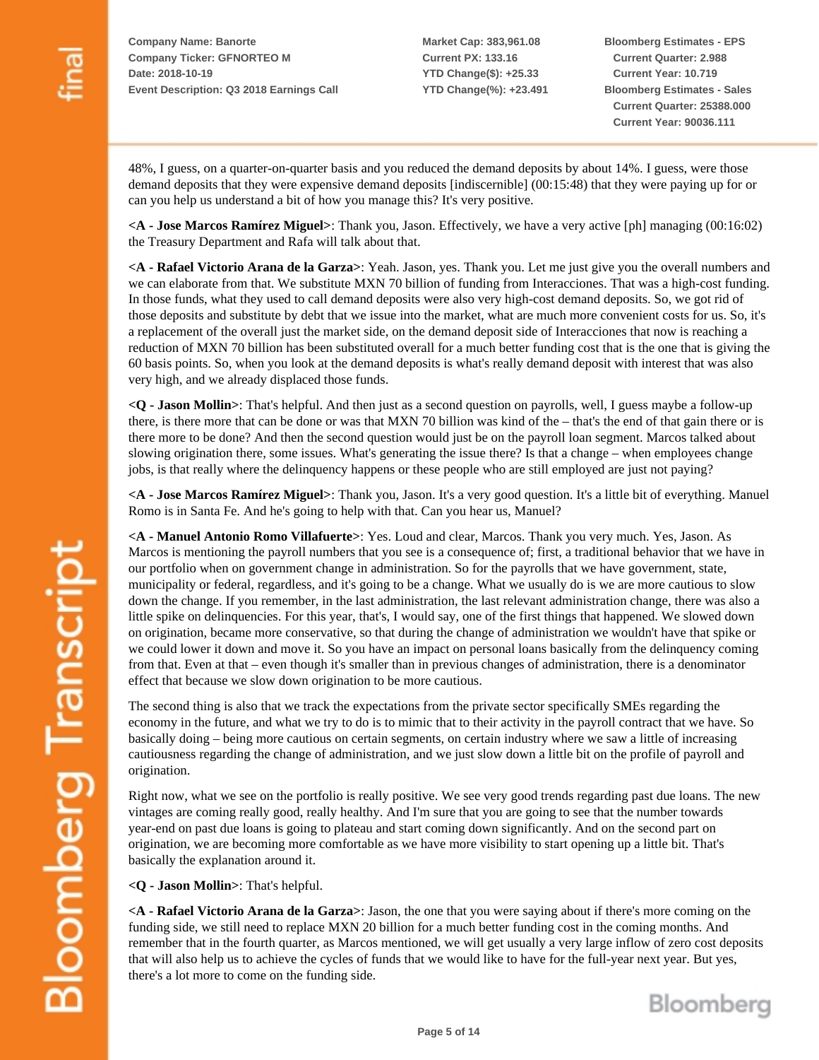48%, I guess, on a quarter-on-quarter basis and you reduced the demand deposits by about 14%. I guess, were those demand deposits that they were expensive demand deposits [indiscernible] (00:15:48) that they were paying up for or can you help us understand a bit of how you manage this? It's very positive.

**<A - Jose Marcos Ramírez Miguel>**: Thank you, Jason. Effectively, we have a very active [ph] managing (00:16:02) the Treasury Department and Rafa will talk about that.

**<A - Rafael Victorio Arana de la Garza>**: Yeah. Jason, yes. Thank you. Let me just give you the overall numbers and we can elaborate from that. We substitute MXN 70 billion of funding from Interacciones. That was a high-cost funding. In those funds, what they used to call demand deposits were also very high-cost demand deposits. So, we got rid of those deposits and substitute by debt that we issue into the market, what are much more convenient costs for us. So, it's a replacement of the overall just the market side, on the demand deposit side of Interacciones that now is reaching a reduction of MXN 70 billion has been substituted overall for a much better funding cost that is the one that is giving the 60 basis points. So, when you look at the demand deposits is what's really demand deposit with interest that was also very high, and we already displaced those funds.

**<Q - Jason Mollin>**: That's helpful. And then just as a second question on payrolls, well, I guess maybe a follow-up there, is there more that can be done or was that MXN 70 billion was kind of the – that's the end of that gain there or is there more to be done? And then the second question would just be on the payroll loan segment. Marcos talked about slowing origination there, some issues. What's generating the issue there? Is that a change – when employees change jobs, is that really where the delinquency happens or these people who are still employed are just not paying?

**<A - Jose Marcos Ramírez Miguel>**: Thank you, Jason. It's a very good question. It's a little bit of everything. Manuel Romo is in Santa Fe. And he's going to help with that. Can you hear us, Manuel?

**<A - Manuel Antonio Romo Villafuerte>**: Yes. Loud and clear, Marcos. Thank you very much. Yes, Jason. As Marcos is mentioning the payroll numbers that you see is a consequence of; first, a traditional behavior that we have in our portfolio when on government change in administration. So for the payrolls that we have government, state, municipality or federal, regardless, and it's going to be a change. What we usually do is we are more cautious to slow down the change. If you remember, in the last administration, the last relevant administration change, there was also a little spike on delinquencies. For this year, that's, I would say, one of the first things that happened. We slowed down on origination, became more conservative, so that during the change of administration we wouldn't have that spike or we could lower it down and move it. So you have an impact on personal loans basically from the delinquency coming from that. Even at that – even though it's smaller than in previous changes of administration, there is a denominator effect that because we slow down origination to be more cautious.

The second thing is also that we track the expectations from the private sector specifically SMEs regarding the economy in the future, and what we try to do is to mimic that to their activity in the payroll contract that we have. So basically doing – being more cautious on certain segments, on certain industry where we saw a little of increasing cautiousness regarding the change of administration, and we just slow down a little bit on the profile of payroll and origination.

Right now, what we see on the portfolio is really positive. We see very good trends regarding past due loans. The new vintages are coming really good, really healthy. And I'm sure that you are going to see that the number towards year-end on past due loans is going to plateau and start coming down significantly. And on the second part on origination, we are becoming more comfortable as we have more visibility to start opening up a little bit. That's basically the explanation around it.

**<Q - Jason Mollin>**: That's helpful.

**<A - Rafael Victorio Arana de la Garza>**: Jason, the one that you were saying about if there's more coming on the funding side, we still need to replace MXN 20 billion for a much better funding cost in the coming months. And remember that in the fourth quarter, as Marcos mentioned, we will get usually a very large inflow of zero cost deposits that will also help us to achieve the cycles of funds that we would like to have for the full-year next year. But yes, there's a lot more to come on the funding side.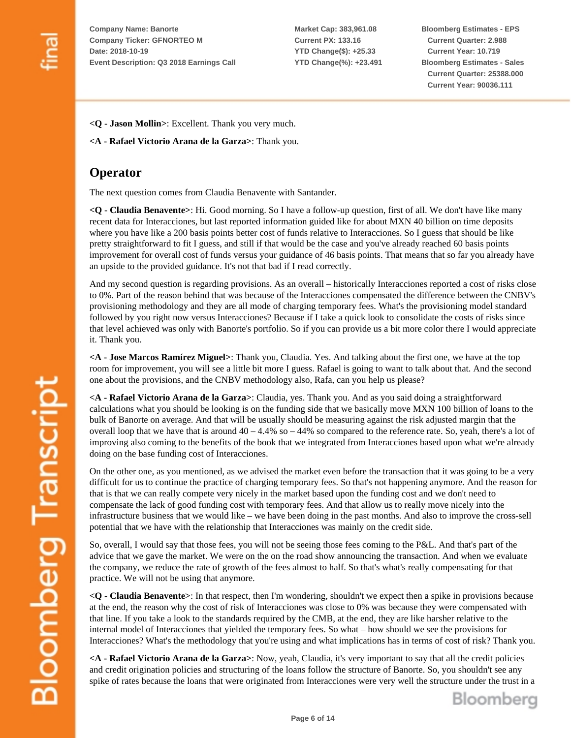<Q - Jason Mollin>: Excellent. Thank you very much.

<A - Rafael Victorio Arana de la Garza>: Thank you.

## Operator

The next question comes from Claudia Benavente with Santander.

<Q - Claudia Benavente>: Hi. Good morning. So I have a follow-up question, first of all. We don't have like many recent data for Interacciones, but last reported information guided like for about MXN 40 billion on time deposits where you have like a 200 basis points better cost of funds relative to Interacciones. So I guess that should be like pretty straightforward to fit I guess, and still if that would be the case and you've already reached 60 basis points improvement for overall cost of funds versus your guidance of 46 basis points. That means that so far you already have an upside to the provided guidance. It's not that bad if I read correctly.

And my second question is regarding provisions. As an overall – historically Interacciones reported a cost of risks close to 0%. Part of the reason behind that was because of the Interacciones compensated the difference between the CNBV's provisioning methodology and they are all mode of charging temporary fees. What's the provisioning model standard followed by you right now versus Interacciones? Because if I take a quick look to consolidate the costs of risks since that level achieved was only with Banorte's portfolio. So if you can provide us a bit more color there I would appreciate it. Thank you.

<A - Jose Marcos Ramírez Miguel>: Thank you, Claudia. Yes. And talking about the first one, we have at the top room for improvement, you will see a little bit more I guess. Rafael is going to want to talk about that. And the second one about the provisions, and the CNBV methodology also, Rafa, can you help us please?

<A - Rafael Victorio Arana de la Garza>: Claudia, yes. Thank you. And as you said doing a straightforward calculations what you should be looking is on the funding side that we basically move MXN 100 billion of loans to the bulk of Banorte on average. And that will be usually should be measuring against the risk adjusted margin that the overall loop that we have that is around 40 – 4.4% so – 44% so compared to the reference rate. So, yeah, there's a lot of improving also coming to the benefits of the book that we integrated from Interacciones based upon what we're already doing on the base funding cost of Interacciones.

On the other one, as you mentioned, as we advised the market even before the transaction that it was going to be a very difficult for us to continue the practice of charging temporary fees. So that's not happening anymore. And the reason for that is that we can really compete very nicely in the market based upon the funding cost and we don't need to compensate the lack of good funding cost with temporary fees. And that allow us to really move nicely into the infrastructure business that we would like – we have been doing in the past months. And also to improve the cross-sell potential that we have with the relationship that Interacciones was mainly on the credit side.

So, overall, I would say that those fees, you will not be seeing those fees coming to the P&L. And that's part of the advice that we gave the market. We were on the on the road show announcing the transaction. And when we evaluate the company, we reduce the rate of growth of the fees almost to half. So that's what's really compensating for that practice. We will not be using that anymore.

<Q - Claudia Benavente>: In that respect, then I'm wondering, shouldn't we expect then a spike in provisions because at the end, the reason why the cost of risk of Interacciones was close to 0% was because they were compensated with that line. If you take a look to the standards required by the CMB, at the end, they are like harsher relative to the internal model of Interacciones that yielded the temporary fees. So what – how should we see the provisions for Interacciones? What's the methodology that you're using and what implications has in terms of cost of risk? Thank you.

<A - Rafael Victorio Arana de la Garza>: Now, yeah, Claudia, it's very important to say that all the credit policies and credit origination policies and structuring of the loans follow the structure of Banorte. So, you shouldn't see any spike of rates because the loans that were originated from Interacciones were very well the structure under the trust in a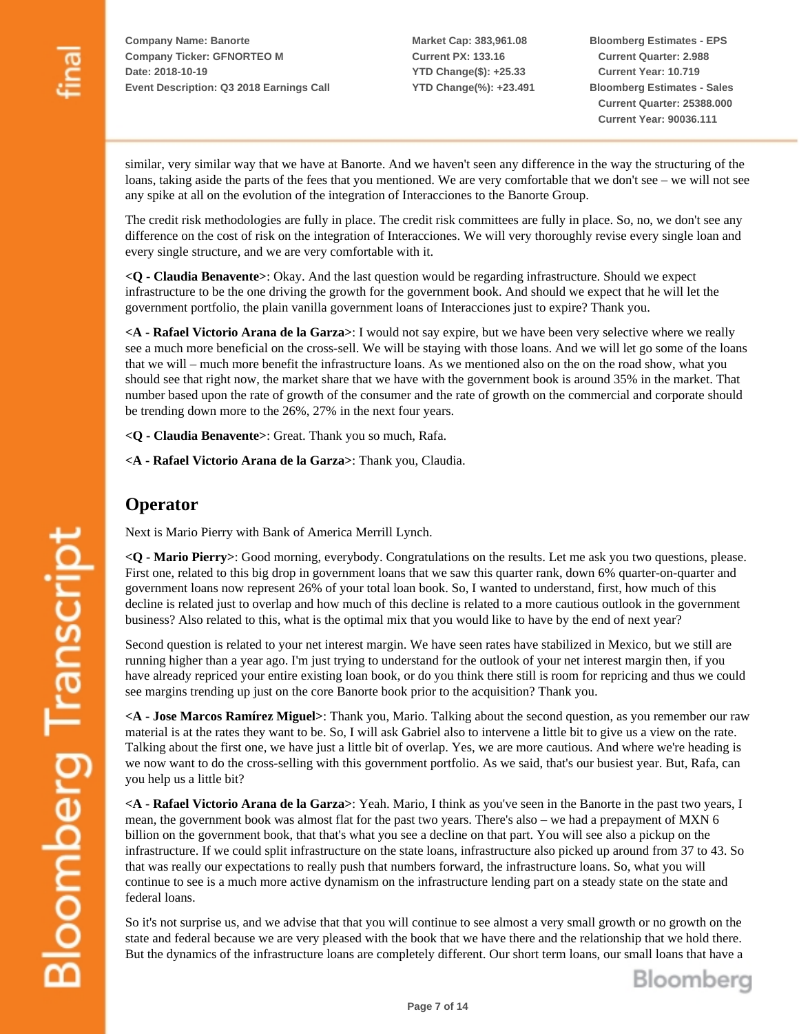similar, very similar way that we have at Banorte. And we haven't seen any difference in the way the structuring of the loans, taking aside the parts of the fees that you mentioned. We are very comfortable that we don't see – we will not see any spike at all on the evolution of the integration of Interacciones to the Banorte Group.

The credit risk methodologies are fully in place. The credit risk committees are fully in place. So, no, we don't see any difference on the cost of risk on the integration of Interacciones. We will very thoroughly revise every single loan and every single structure, and we are very comfortable with it.

**<Q - Claudia Benavente>**: Okay. And the last question would be regarding infrastructure. Should we expect infrastructure to be the one driving the growth for the government book. And should we expect that he will let the government portfolio, the plain vanilla government loans of Interacciones just to expire? Thank you.

**<A - Rafael Victorio Arana de la Garza>**: I would not say expire, but we have been very selective where we really see a much more beneficial on the cross-sell. We will be staying with those loans. And we will let go some of the loans that we will – much more benefit the infrastructure loans. As we mentioned also on the on the road show, what you should see that right now, the market share that we have with the government book is around 35% in the market. That number based upon the rate of growth of the consumer and the rate of growth on the commercial and corporate should be trending down more to the 26%, 27% in the next four years.

**<Q - Claudia Benavente>**: Great. Thank you so much, Rafa.

**<A - Rafael Victorio Arana de la Garza>**: Thank you, Claudia.

## Operator

Next is Mario Pierry with Bank of America Merrill Lynch.

**<Q - Mario Pierry>**: Good morning, everybody. Congratulations on the results. Let me ask you two questions, please. First one, related to this big drop in government loans that we saw this quarter rank, down 6% quarter-on-quarter and government loans now represent 26% of your total loan book. So, I wanted to understand, first, how much of this decline is related just to overlap and how much of this decline is related to a more cautious outlook in the government business? Also related to this, what is the optimal mix that you would like to have by the end of next year?

Second question is related to your net interest margin. We have seen rates have stabilized in Mexico, but we still are running higher than a year ago. I'm just trying to understand for the outlook of your net interest margin then, if you have already repriced your entire existing loan book, or do you think there still is room for repricing and thus we could see margins trending up just on the core Banorte book prior to the acquisition? Thank you.

**<A - Jose Marcos Ramírez Miguel>**: Thank you, Mario. Talking about the second question, as you remember our raw material is at the rates they want to be. So, I will ask Gabriel also to intervene a little bit to give us a view on the rate. Talking about the first one, we have just a little bit of overlap. Yes, we are more cautious. And where we're heading is we now want to do the cross-selling with this government portfolio. As we said, that's our busiest year. But, Rafa, can you help us a little bit?

**<A - Rafael Victorio Arana de la Garza>**: Yeah. Mario, I think as you've seen in the Banorte in the past two years, I mean, the government book was almost flat for the past two years. There's also – we had a prepayment of MXN 6 billion on the government book, that that's what you see a decline on that part. You will see also a pickup on the infrastructure. If we could split infrastructure on the state loans, infrastructure also picked up around from 37 to 43. So that was really our expectations to really push that numbers forward, the infrastructure loans. So, what you will continue to see is a much more active dynamism on the infrastructure lending part on a steady state on the state and federal loans.

So it's not surprise us, and we advise that that you will continue to see almost a very small growth or no growth on the state and federal because we are very pleased with the book that we have there and the relationship that we hold there. But the dynamics of the infrastructure loans are completely different. Our short term loans, our small loans that have a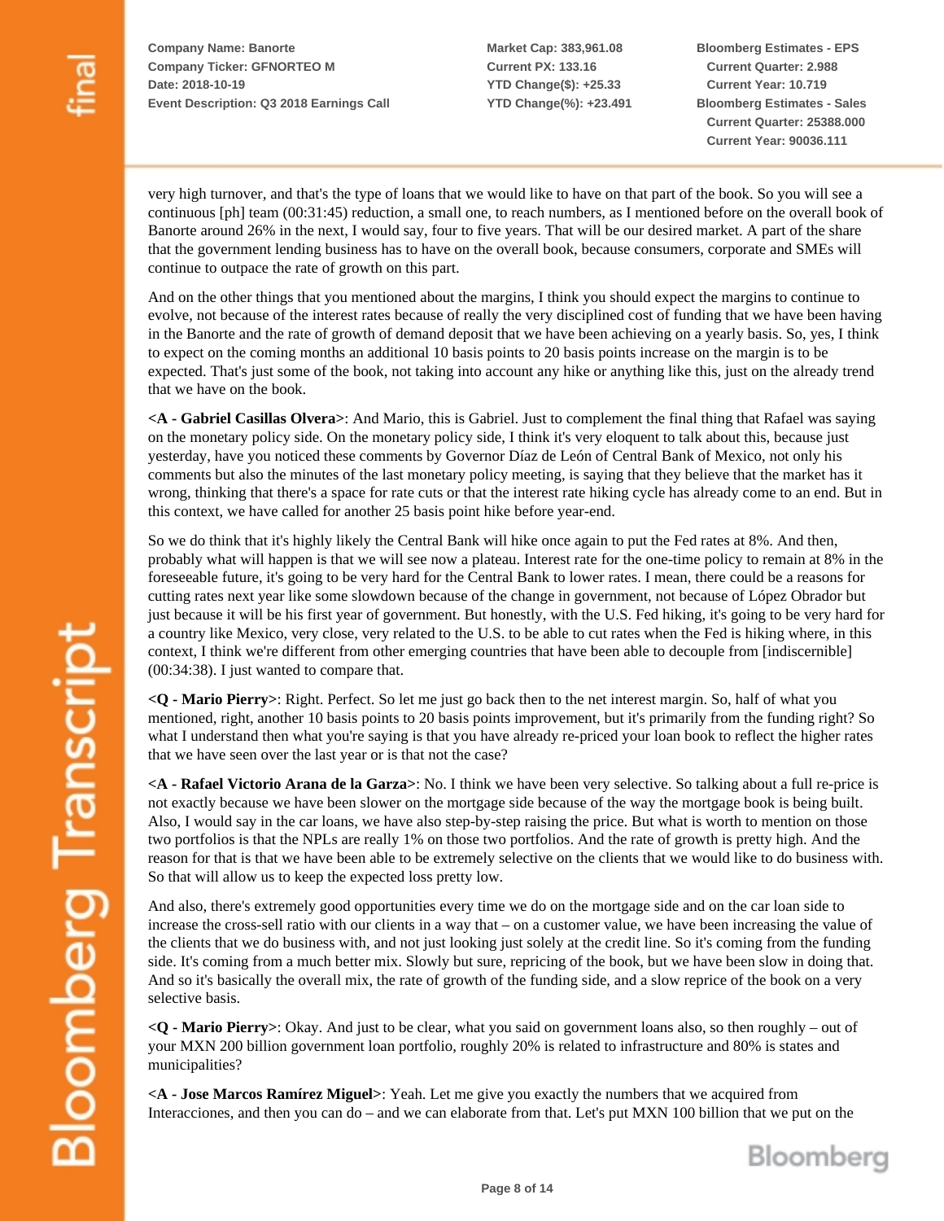very high turnover, and that's the type of loans that we would like to have on that part of the book. So you will see a continuous [ph] team (00:31:45) reduction, a small one, to reach numbers, as I mentioned before on the overall book of Banorte around 26% in the next, I would say, four to five years. That will be our desired market. A part of the share that the government lending business has to have on the overall book, because consumers, corporate and SMEs will continue to outpace the rate of growth on this part.

And on the other things that you mentioned about the margins, I think you should expect the margins to continue to evolve, not because of the interest rates because of really the very disciplined cost of funding that we have been having in the Banorte and the rate of growth of demand deposit that we have been achieving on a yearly basis. So, yes, I think to expect on the coming months an additional 10 basis points to 20 basis points increase on the margin is to be expected. That's just some of the book, not taking into account any hike or anything like this, just on the already trend that we have on the book.

**<A - Gabriel Casillas Olvera>**: And Mario, this is Gabriel. Just to complement the final thing that Rafael was saying on the monetary policy side. On the monetary policy side, I think it's very eloquent to talk about this, because just yesterday, have you noticed these comments by Governor Díaz de León of Central Bank of Mexico, not only his comments but also the minutes of the last monetary policy meeting, is saying that they believe that the market has it wrong, thinking that there's a space for rate cuts or that the interest rate hiking cycle has already come to an end. But in this context, we have called for another 25 basis point hike before year-end.

So we do think that it's highly likely the Central Bank will hike once again to put the Fed rates at 8%. And then, probably what will happen is that we will see now a plateau. Interest rate for the one-time policy to remain at 8% in the foreseeable future, it's going to be very hard for the Central Bank to lower rates. I mean, there could be a reasons for cutting rates next year like some slowdown because of the change in government, not because of López Obrador but just because it will be his first year of government. But honestly, with the U.S. Fed hiking, it's going to be very hard for a country like Mexico, very close, very related to the U.S. to be able to cut rates when the Fed is hiking where, in this context, I think we're different from other emerging countries that have been able to decouple from [indiscernible] (00:34:38). I just wanted to compare that.

**<Q - Mario Pierry>**: Right. Perfect. So let me just go back then to the net interest margin. So, half of what you mentioned, right, another 10 basis points to 20 basis points improvement, but it's primarily from the funding right? So what I understand then what you're saying is that you have already re-priced your loan book to reflect the higher rates that we have seen over the last year or is that not the case?

**<A - Rafael Victorio Arana de la Garza>**: No. I think we have been very selective. So talking about a full re-price is not exactly because we have been slower on the mortgage side because of the way the mortgage book is being built. Also, I would say in the car loans, we have also step-by-step raising the price. But what is worth to mention on those two portfolios is that the NPLs are really 1% on those two portfolios. And the rate of growth is pretty high. And the reason for that is that we have been able to be extremely selective on the clients that we would like to do business with. So that will allow us to keep the expected loss pretty low.

And also, there's extremely good opportunities every time we do on the mortgage side and on the car loan side to increase the cross-sell ratio with our clients in a way that – on a customer value, we have been increasing the value of the clients that we do business with, and not just looking just solely at the credit line. So it's coming from the funding side. It's coming from a much better mix. Slowly but sure, repricing of the book, but we have been slow in doing that. And so it's basically the overall mix, the rate of growth of the funding side, and a slow reprice of the book on a very selective basis.

**<Q - Mario Pierry>**: Okay. And just to be clear, what you said on government loans also, so then roughly – out of your MXN 200 billion government loan portfolio, roughly 20% is related to infrastructure and 80% is states and municipalities?

**<A - Jose Marcos Ramírez Miguel>**: Yeah. Let me give you exactly the numbers that we acquired from Interacciones, and then you can do – and we can elaborate from that. Let's put MXN 100 billion that we put on the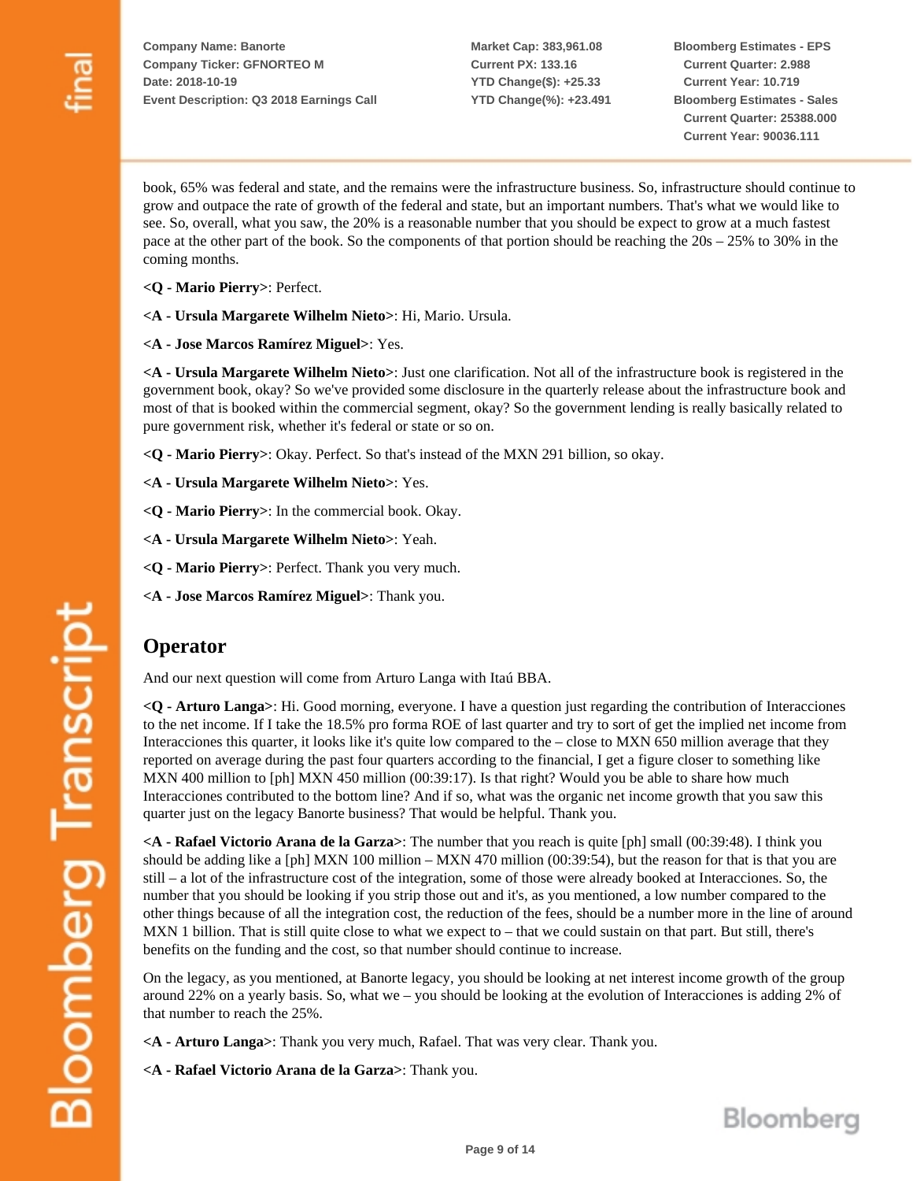book, 65% was federal and state, and the remains were the infrastructure business. So, infrastructure should continue to grow and outpace the rate of growth of the federal and state, but an important numbers. That's what we would like to see. So, overall, what you saw, the 20% is a reasonable number that you should be expect to grow at a much fastest pace at the other part of the book. So the components of that portion should be reaching the 20s – 25% to 30% in the coming months.

**<Q - Mario Pierry>**: Perfect.

**<A - Ursula Margarete Wilhelm Nieto>**: Hi, Mario. Ursula.

**<A - Jose Marcos Ramírez Miguel>**: Yes.

**<A - Ursula Margarete Wilhelm Nieto>**: Just one clarification. Not all of the infrastructure book is registered in the government book, okay? So we've provided some disclosure in the quarterly release about the infrastructure book and most of that is booked within the commercial segment, okay? So the government lending is really basically related to pure government risk, whether it's federal or state or so on.

**<Q - Mario Pierry>**: Okay. Perfect. So that's instead of the MXN 291 billion, so okay.

**<A - Ursula Margarete Wilhelm Nieto>**: Yes.

**<Q - Mario Pierry>**: In the commercial book. Okay.

**<A - Ursula Margarete Wilhelm Nieto>**: Yeah.

**<Q - Mario Pierry>**: Perfect. Thank you very much.

**<A - Jose Marcos Ramírez Miguel>**: Thank you.

## Operator

And our next question will come from Arturo Langa with Itaú BBA.

**<Q - Arturo Langa>**: Hi. Good morning, everyone. I have a question just regarding the contribution of Interacciones to the net income. If I take the 18.5% pro forma ROE of last quarter and try to sort of get the implied net income from Interacciones this quarter, it looks like it's quite low compared to the – close to MXN 650 million average that they reported on average during the past four quarters according to the financial, I get a figure closer to something like MXN 400 million to [ph] MXN 450 million (00:39:17). Is that right? Would you be able to share how much Interacciones contributed to the bottom line? And if so, what was the organic net income growth that you saw this quarter just on the legacy Banorte business? That would be helpful. Thank you.

**<A - Rafael Victorio Arana de la Garza>**: The number that you reach is quite [ph] small (00:39:48). I think you should be adding like a [ph] MXN 100 million – MXN 470 million (00:39:54), but the reason for that is that you are still – a lot of the infrastructure cost of the integration, some of those were already booked at Interacciones. So, the number that you should be looking if you strip those out and it's, as you mentioned, a low number compared to the other things because of all the integration cost, the reduction of the fees, should be a number more in the line of around MXN 1 billion. That is still quite close to what we expect to – that we could sustain on that part. But still, there's benefits on the funding and the cost, so that number should continue to increase.

On the legacy, as you mentioned, at Banorte legacy, you should be looking at net interest income growth of the group around 22% on a yearly basis. So, what we – you should be looking at the evolution of Interacciones is adding 2% of that number to reach the 25%.

**<A - Arturo Langa>**: Thank you very much, Rafael. That was very clear. Thank you.

**<A - Rafael Victorio Arana de la Garza>**: Thank you.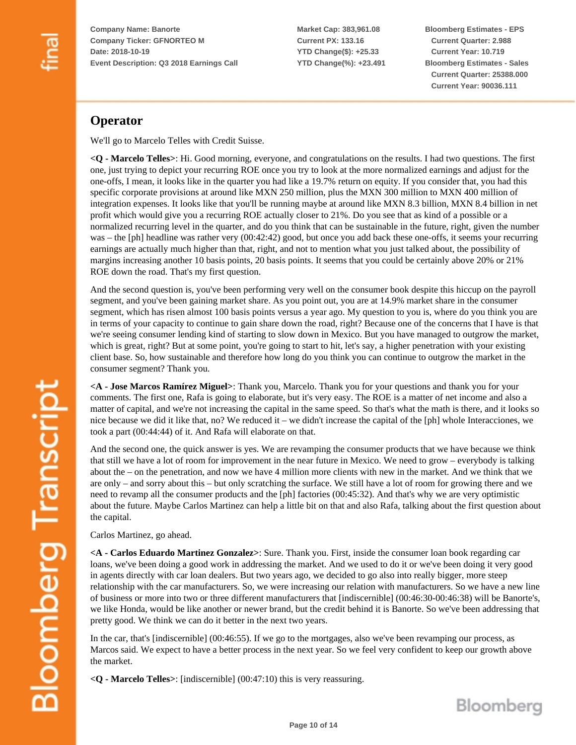## Operator

We'll go to Marcelo Telles with Credit Suisse.

**<Q - Marcelo Telles>**: Hi. Good morning, everyone, and congratulations on the results. I had two questions. The first one, just trying to depict your recurring ROE once you try to look at the more normalized earnings and adjust for the one-offs, I mean, it looks like in the quarter you had like a 19.7% return on equity. If you consider that, you had this specific corporate provisions at around like MXN 250 million, plus the MXN 300 million to MXN 400 million of integration expenses. It looks like that you'll be running maybe at around like MXN 8.3 billion, MXN 8.4 billion in net profit which would give you a recurring ROE actually closer to 21%. Do you see that as kind of a possible or a normalized recurring level in the quarter, and do you think that can be sustainable in the future, right, given the number was – the [ph] headline was rather very (00:42:42) good, but once you add back these one-offs, it seems your recurring earnings are actually much higher than that, right, and not to mention what you just talked about, the possibility of margins increasing another 10 basis points, 20 basis points. It seems that you could be certainly above 20% or 21% ROE down the road. That's my first question.

And the second question is, you've been performing very well on the consumer book despite this hiccup on the payroll segment, and you've been gaining market share. As you point out, you are at 14.9% market share in the consumer segment, which has risen almost 100 basis points versus a year ago. My question to you is, where do you think you are in terms of your capacity to continue to gain share down the road, right? Because one of the concerns that I have is that we're seeing consumer lending kind of starting to slow down in Mexico. But you have managed to outgrow the market, which is great, right? But at some point, you're going to start to hit, let's say, a higher penetration with your existing client base. So, how sustainable and therefore how long do you think you can continue to outgrow the market in the consumer segment? Thank you.

**<A - Jose Marcos Ramírez Miguel>**: Thank you, Marcelo. Thank you for your questions and thank you for your comments. The first one, Rafa is going to elaborate, but it's very easy. The ROE is a matter of net income and also a matter of capital, and we're not increasing the capital in the same speed. So that's what the math is there, and it looks so nice because we did it like that, no? We reduced it – we didn't increase the capital of the [ph] whole Interacciones, we took a part (00:44:44) of it. And Rafa will elaborate on that.

And the second one, the quick answer is yes. We are revamping the consumer products that we have because we think that still we have a lot of room for improvement in the near future in Mexico. We need to grow – everybody is talking about the – on the penetration, and now we have 4 million more clients with new in the market. And we think that we are only – and sorry about this – but only scratching the surface. We still have a lot of room for growing there and we need to revamp all the consumer products and the [ph] factories (00:45:32). And that's why we are very optimistic about the future. Maybe Carlos Martinez can help a little bit on that and also Rafa, talking about the first question about the capital.

Carlos Martinez, go ahead.

**<A - Carlos Eduardo Martinez Gonzalez>**: Sure. Thank you. First, inside the consumer loan book regarding car loans, we've been doing a good work in addressing the market. And we used to do it or we've been doing it very good in agents directly with car loan dealers. But two years ago, we decided to go also into really bigger, more steep relationship with the car manufacturers. So, we were increasing our relation with manufacturers. So we have a new line of business or more into two or three different manufacturers that [indiscernible] (00:46:30-00:46:38) will be Banorte's, we like Honda, would be like another or newer brand, but the credit behind it is Banorte. So we've been addressing that pretty good. We think we can do it better in the next two years.

In the car, that's [indiscernible] (00:46:55). If we go to the mortgages, also we've been revamping our process, as Marcos said. We expect to have a better process in the next year. So we feel very confident to keep our growth above the market.

**<Q - Marcelo Telles>**: [indiscernible] (00:47:10) this is very reassuring.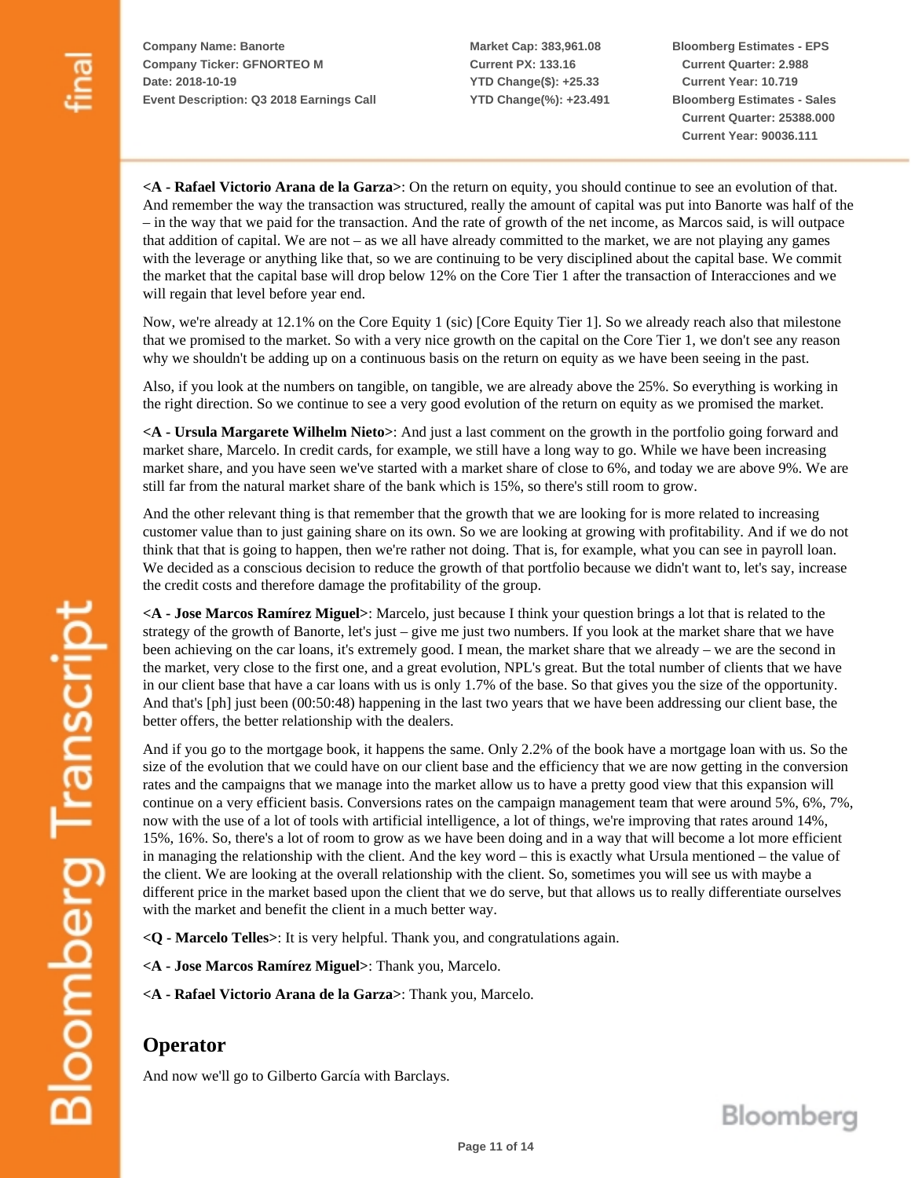<A - Rafael Victorio Arana de la Garza>: On the return on equity, you should continue to see an evolution of that. And remember the way the transaction was structured, really the amount of capital was put into Banorte was half of the – in the way that we paid for the transaction. And the rate of growth of the net income, as Marcos said, is will outpace that addition of capital. We are not – as we all have already committed to the market, we are not playing any games with the leverage or anything like that, so we are continuing to be very disciplined about the capital base. We commit the market that the capital base will drop below 12% on the Core Tier 1 after the transaction of Interacciones and we will regain that level before year end.

Now, we're already at 12.1% on the Core Equity 1 (sic) [Core Equity Tier 1]. So we already reach also that milestone that we promised to the market. So with a very nice growth on the capital on the Core Tier 1, we don't see any reason why we shouldn't be adding up on a continuous basis on the return on equity as we have been seeing in the past.

Also, if you look at the numbers on tangible, on tangible, we are already above the 25%. So everything is working in the right direction. So we continue to see a very good evolution of the return on equity as we promised the market.

<A - Ursula Margarete Wilhelm Nieto>: And just a last comment on the growth in the portfolio going forward and market share, Marcelo. In credit cards, for example, we still have a long way to go. While we have been increasing market share, and you have seen we've started with a market share of close to 6%, and today we are above 9%. We are still far from the natural market share of the bank which is 15%, so there's still room to grow.

And the other relevant thing is that remember that the growth that we are looking for is more related to increasing customer value than to just gaining share on its own. So we are looking at growing with profitability. And if we do not think that that is going to happen, then we're rather not doing. That is, for example, what you can see in payroll loan. We decided as a conscious decision to reduce the growth of that portfolio because we didn't want to, let's say, increase the credit costs and therefore damage the profitability of the group.

<A - Jose Marcos Ramírez Miguel>: Marcelo, just because I think your question brings a lot that is related to the strategy of the growth of Banorte, let's just – give me just two numbers. If you look at the market share that we have been achieving on the car loans, it's extremely good. I mean, the market share that we already – we are the second in the market, very close to the first one, and a great evolution, NPL's great. But the total number of clients that we have in our client base that have a car loans with us is only 1.7% of the base. So that gives you the size of the opportunity. And that's [ph] just been (00:50:48) happening in the last two years that we have been addressing our client base, the better offers, the better relationship with the dealers.

And if you go to the mortgage book, it happens the same. Only 2.2% of the book have a mortgage loan with us. So the size of the evolution that we could have on our client base and the efficiency that we are now getting in the conversion rates and the campaigns that we manage into the market allow us to have a pretty good view that this expansion will continue on a very efficient basis. Conversions rates on the campaign management team that were around 5%, 6%, 7%, now with the use of a lot of tools with artificial intelligence, a lot of things, we're improving that rates around 14%, 15%, 16%. So, there's a lot of room to grow as we have been doing and in a way that will become a lot more efficient in managing the relationship with the client. And the key word – this is exactly what Ursula mentioned – the value of the client. We are looking at the overall relationship with the client. So, sometimes you will see us with maybe a different price in the market based upon the client that we do serve, but that allows us to really differentiate ourselves with the market and benefit the client in a much better way.

<Q - Marcelo Telles>: It is very helpful. Thank you, and congratulations again.

<A - Jose Marcos Ramírez Miguel>: Thank you, Marcelo.

<A - Rafael Victorio Arana de la Garza>: Thank you, Marcelo.

## Operator

And now we'll go to Gilberto García with Barclays.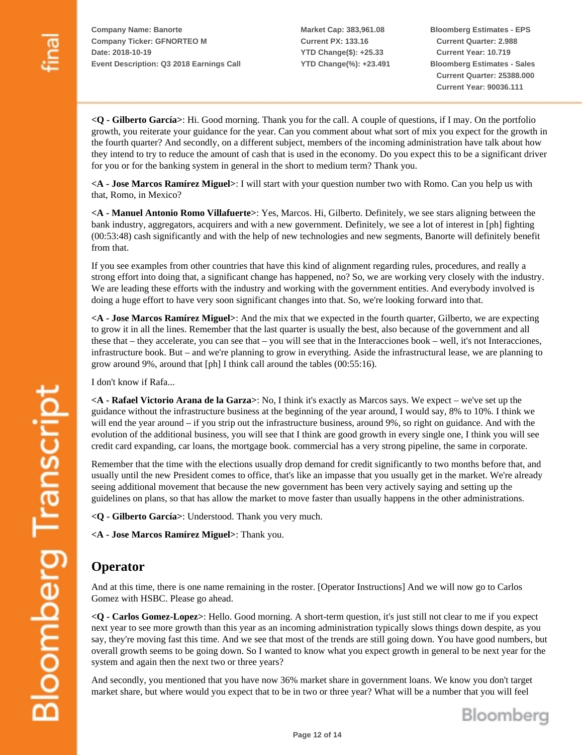**<Q - Gilberto García>**: Hi. Good morning. Thank you for the call. A couple of questions, if I may. On the portfolio growth, you reiterate your guidance for the year. Can you comment about what sort of mix you expect for the growth in the fourth quarter? And secondly, on a different subject, members of the incoming administration have talk about how they intend to try to reduce the amount of cash that is used in the economy. Do you expect this to be a significant driver for you or for the banking system in general in the short to medium term? Thank you.

**<A - Jose Marcos Ramírez Miguel>**: I will start with your question number two with Romo. Can you help us with that, Romo, in Mexico?

**<A - Manuel Antonio Romo Villafuerte>**: Yes, Marcos. Hi, Gilberto. Definitely, we see stars aligning between the bank industry, aggregators, acquirers and with a new government. Definitely, we see a lot of interest in [ph] fighting (00:53:48) cash significantly and with the help of new technologies and new segments, Banorte will definitely benefit from that.

If you see examples from other countries that have this kind of alignment regarding rules, procedures, and really a strong effort into doing that, a significant change has happened, no? So, we are working very closely with the industry. We are leading these efforts with the industry and working with the government entities. And everybody involved is doing a huge effort to have very soon significant changes into that. So, we're looking forward into that.

**<A - Jose Marcos Ramírez Miguel>**: And the mix that we expected in the fourth quarter, Gilberto, we are expecting to grow it in all the lines. Remember that the last quarter is usually the best, also because of the government and all these that – they accelerate, you can see that – you will see that in the Interacciones book – well, it's not Interacciones, infrastructure book. But – and we're planning to grow in everything. Aside the infrastructural lease, we are planning to grow around 9%, around that [ph] I think call around the tables (00:55:16).

I don't know if Rafa...

**<A - Rafael Victorio Arana de la Garza>**: No, I think it's exactly as Marcos says. We expect – we've set up the guidance without the infrastructure business at the beginning of the year around, I would say, 8% to 10%. I think we will end the year around – if you strip out the infrastructure business, around 9%, so right on guidance. And with the evolution of the additional business, you will see that I think are good growth in every single one, I think you will see credit card expanding, car loans, the mortgage book. commercial has a very strong pipeline, the same in corporate.

Remember that the time with the elections usually drop demand for credit significantly to two months before that, and usually until the new President comes to office, that's like an impasse that you usually get in the market. We're already seeing additional movement that because the new government has been very actively saying and setting up the guidelines on plans, so that has allow the market to move faster than usually happens in the other administrations.

**<Q - Gilberto García>**: Understood. Thank you very much.

**<A - Jose Marcos Ramírez Miguel>**: Thank you.

## Operator

And at this time, there is one name remaining in the roster. [Operator Instructions] And we will now go to Carlos Gomez with HSBC. Please go ahead.

**<Q - Carlos Gomez-Lopez>**: Hello. Good morning. A short-term question, it's just still not clear to me if you expect next year to see more growth than this year as an incoming administration typically slows things down despite, as you say, they're moving fast this time. And we see that most of the trends are still going down. You have good numbers, but overall growth seems to be going down. So I wanted to know what you expect growth in general to be next year for the system and again then the next two or three years?

And secondly, you mentioned that you have now 36% market share in government loans. We know you don't target market share, but where would you expect that to be in two or three year? What will be a number that you will feel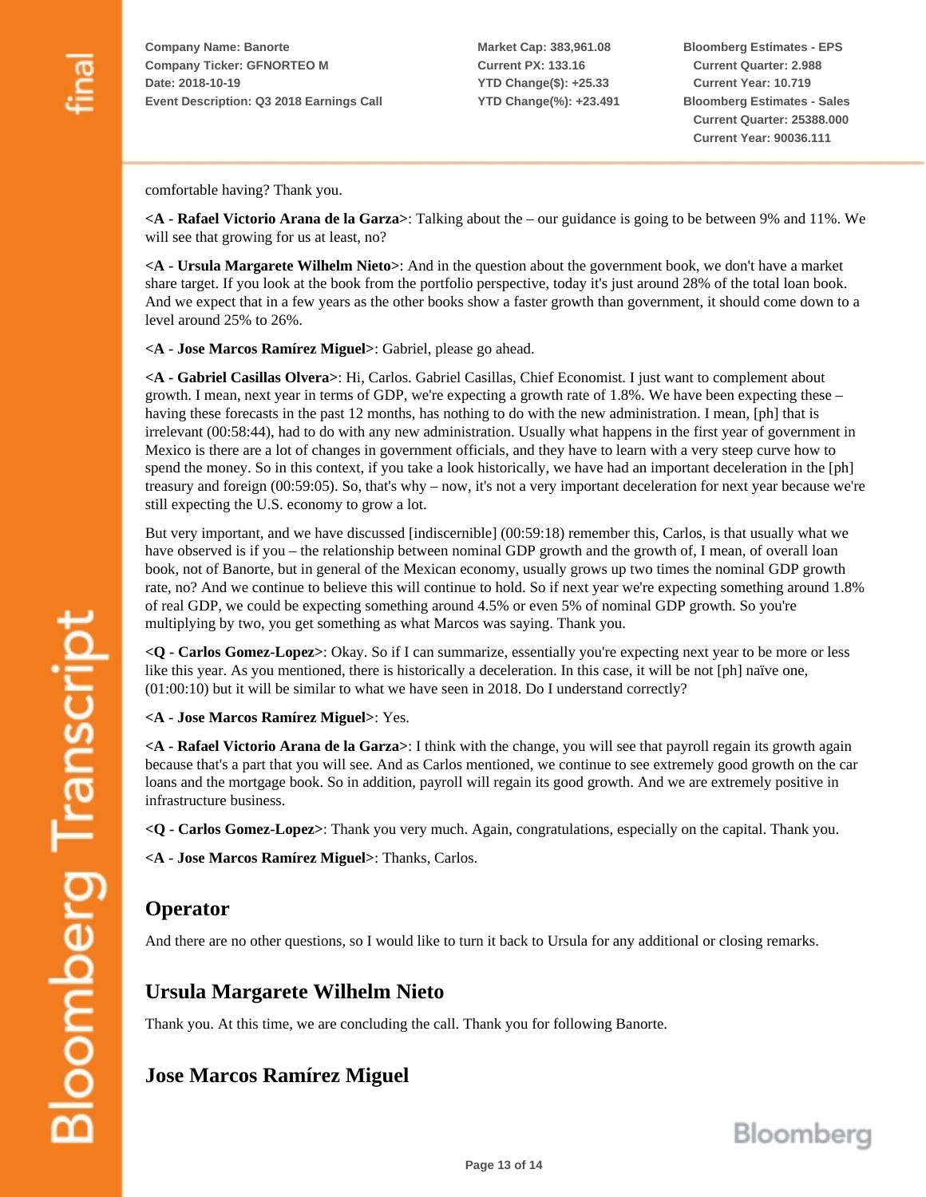comfortable having? Thank you.

**<A - Rafael Victorio Arana de la Garza>**: Talking about the – our guidance is going to be between 9% and 11%. We will see that growing for us at least, no?

**<A - Ursula Margarete Wilhelm Nieto>**: And in the question about the government book, we don't have a market share target. If you look at the book from the portfolio perspective, today it's just around 28% of the total loan book. And we expect that in a few years as the other books show a faster growth than government, it should come down to a level around 25% to 26%.

**<A - Jose Marcos Ramírez Miguel>**: Gabriel, please go ahead.

**<A - Gabriel Casillas Olvera>**: Hi, Carlos. Gabriel Casillas, Chief Economist. I just want to complement about growth. I mean, next year in terms of GDP, we're expecting a growth rate of 1.8%. We have been expecting these – having these forecasts in the past 12 months, has nothing to do with the new administration. I mean, [ph] that is irrelevant (00:58:44), had to do with any new administration. Usually what happens in the first year of government in Mexico is there are a lot of changes in government officials, and they have to learn with a very steep curve how to spend the money. So in this context, if you take a look historically, we have had an important deceleration in the [ph] treasury and foreign (00:59:05). So, that's why – now, it's not a very important deceleration for next year because we're still expecting the U.S. economy to grow a lot.

But very important, and we have discussed [indiscernible] (00:59:18) remember this, Carlos, is that usually what we have observed is if you – the relationship between nominal GDP growth and the growth of, I mean, of overall loan book, not of Banorte, but in general of the Mexican economy, usually grows up two times the nominal GDP growth rate, no? And we continue to believe this will continue to hold. So if next year we're expecting something around 1.8% of real GDP, we could be expecting something around 4.5% or even 5% of nominal GDP growth. So you're multiplying by two, you get something as what Marcos was saying. Thank you.

**<Q - Carlos Gomez-Lopez>**: Okay. So if I can summarize, essentially you're expecting next year to be more or less like this year. As you mentioned, there is historically a deceleration. In this case, it will be not [ph] naïve one, (01:00:10) but it will be similar to what we have seen in 2018. Do I understand correctly?

**<A - Jose Marcos Ramírez Miguel>**: Yes.

**<A - Rafael Victorio Arana de la Garza>**: I think with the change, you will see that payroll regain its growth again because that's a part that you will see. And as Carlos mentioned, we continue to see extremely good growth on the car loans and the mortgage book. So in addition, payroll will regain its good growth. And we are extremely positive in infrastructure business.

**<Q - Carlos Gomez-Lopez>**: Thank you very much. Again, congratulations, especially on the capital. Thank you.

**<A - Jose Marcos Ramírez Miguel>**: Thanks, Carlos.

## Operator

And there are no other questions, so I would like to turn it back to Ursula for any additional or closing remarks.

## Ursula Margarete Wilhelm Nieto

Thank you. At this time, we are concluding the call. Thank you for following Banorte.

## Jose Marcos Ramírez Miguel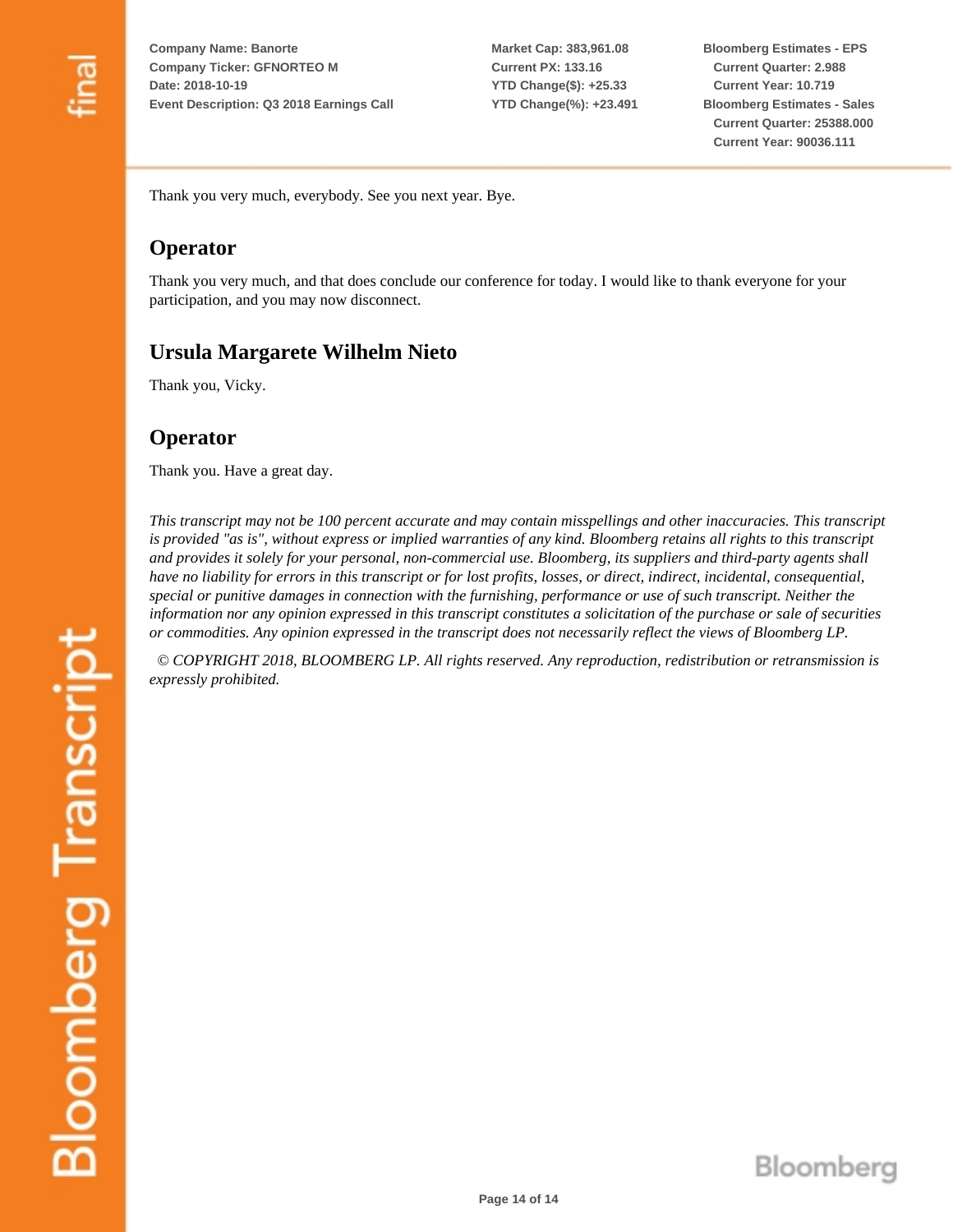Thank you very much, everybody. See you next year. Bye.

## Operator

Thank you very much, and that does conclude our conference for today. I would like to thank everyone for your participation, and you may now disconnect.

## Ursula Margarete Wilhelm Nieto

Thank you, Vicky.

## Operator

Thank you. Have a great day.

*This transcript may not be 100 percent accurate and may contain misspellings and other inaccuracies. This transcript is provided "as is", without express or implied warranties of any kind. Bloomberg retains all rights to this transcript and provides it solely for your personal, non-commercial use. Bloomberg, its suppliers and third-party agents shall have no liability for errors in this transcript or for lost profits, losses, or direct, indirect, incidental, consequential, special or punitive damages in connection with the furnishing, performance or use of such transcript. Neither the information nor any opinion expressed in this transcript constitutes a solicitation of the purchase or sale of securities or commodities. Any opinion expressed in the transcript does not necessarily reflect the views of Bloomberg LP.*

*© COPYRIGHT 2018, BLOOMBERG LP. All rights reserved. Any reproduction, redistribution or retransmission is expressly prohibited.*